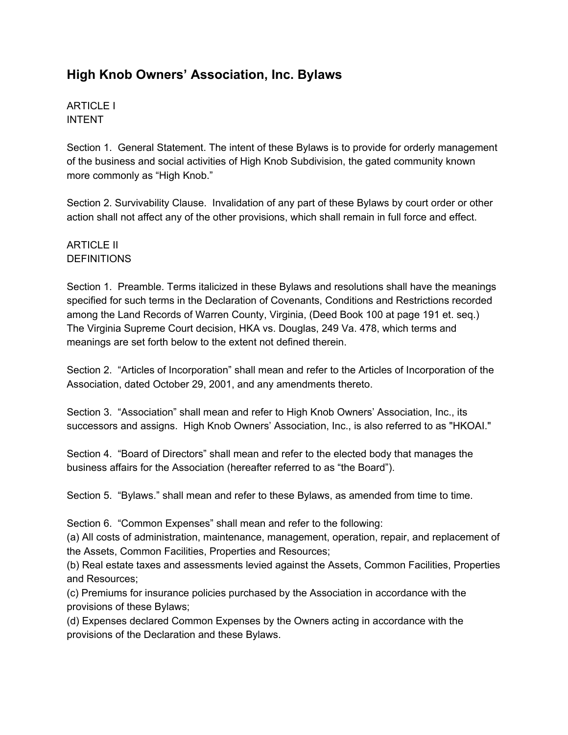# High Knob Owners' Association, Inc. Bylaws

ARTICLE I
INTENT

Section 1. General Statement. The intent of these Bylaws is to provide for orderly management of the business and social activities of High Knob Subdivision, the gated community known more commonly as "High Knob."

Section 2. Survivability Clause. Invalidation of any part of these Bylaws by court order or other action shall not affect any of the other provisions, which shall remain in full force and effect.

ARTICLE II
DEFINITIONS

Section 1. Preamble. Terms italicized in these Bylaws and resolutions shall have the meanings specified for such terms in the Declaration of Covenants, Conditions and Restrictions recorded among the Land Records of Warren County, Virginia, (Deed Book 100 at page 191 et. seq.) The Virginia Supreme Court decision, HKA vs. Douglas, 249 Va. 478, which terms and meanings are set forth below to the extent not defined therein.

Section 2. "Articles of Incorporation" shall mean and refer to the Articles of Incorporation of the Association, dated October 29, 2001, and any amendments thereto.

Section 3. "Association" shall mean and refer to High Knob Owners' Association, Inc., its successors and assigns. High Knob Owners' Association, Inc., is also referred to as "HKOAI."

Section 4. "Board of Directors" shall mean and refer to the elected body that manages the business affairs for the Association (hereafter referred to as "the Board").

Section 5. "Bylaws." shall mean and refer to these Bylaws, as amended from time to time.

Section 6. "Common Expenses" shall mean and refer to the following:
(a) All costs of administration, maintenance, management, operation, repair, and replacement of the Assets, Common Facilities, Properties and Resources;
(b) Real estate taxes and assessments levied against the Assets, Common Facilities, Properties and Resources;
(c) Premiums for insurance policies purchased by the Association in accordance with the provisions of these Bylaws;
(d) Expenses declared Common Expenses by the Owners acting in accordance with the provisions of the Declaration and these Bylaws.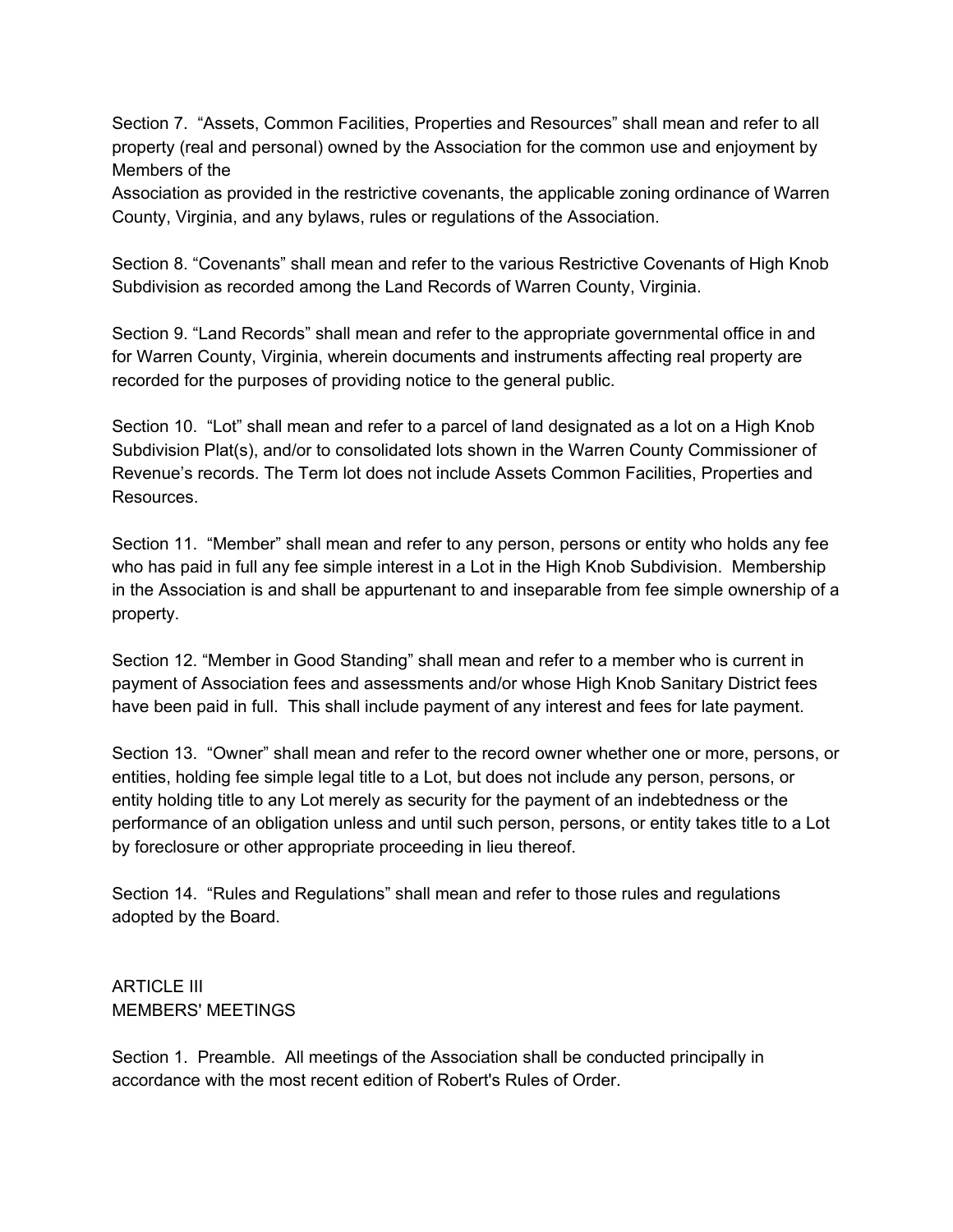Section 7. "Assets, Common Facilities, Properties and Resources" shall mean and refer to all property (real and personal) owned by the Association for the common use and enjoyment by Members of the
Association as provided in the restrictive covenants, the applicable zoning ordinance of Warren County, Virginia, and any bylaws, rules or regulations of the Association.

Section 8. "Covenants" shall mean and refer to the various Restrictive Covenants of High Knob Subdivision as recorded among the Land Records of Warren County, Virginia.

Section 9. "Land Records" shall mean and refer to the appropriate governmental office in and for Warren County, Virginia, wherein documents and instruments affecting real property are recorded for the purposes of providing notice to the general public.

Section 10. "Lot" shall mean and refer to a parcel of land designated as a lot on a High Knob Subdivision Plat(s), and/or to consolidated lots shown in the Warren County Commissioner of Revenue's records. The Term lot does not include Assets Common Facilities, Properties and Resources.

Section 11. "Member" shall mean and refer to any person, persons or entity who holds any fee who has paid in full any fee simple interest in a Lot in the High Knob Subdivision. Membership in the Association is and shall be appurtenant to and inseparable from fee simple ownership of a property.

Section 12. "Member in Good Standing" shall mean and refer to a member who is current in payment of Association fees and assessments and/or whose High Knob Sanitary District fees have been paid in full. This shall include payment of any interest and fees for late payment.

Section 13. "Owner" shall mean and refer to the record owner whether one or more, persons, or entities, holding fee simple legal title to a Lot, but does not include any person, persons, or entity holding title to any Lot merely as security for the payment of an indebtedness or the performance of an obligation unless and until such person, persons, or entity takes title to a Lot by foreclosure or other appropriate proceeding in lieu thereof.

Section 14. "Rules and Regulations" shall mean and refer to those rules and regulations adopted by the Board.

## ARTICLE III
## MEMBERS' MEETINGS

Section 1. Preamble. All meetings of the Association shall be conducted principally in accordance with the most recent edition of Robert's Rules of Order.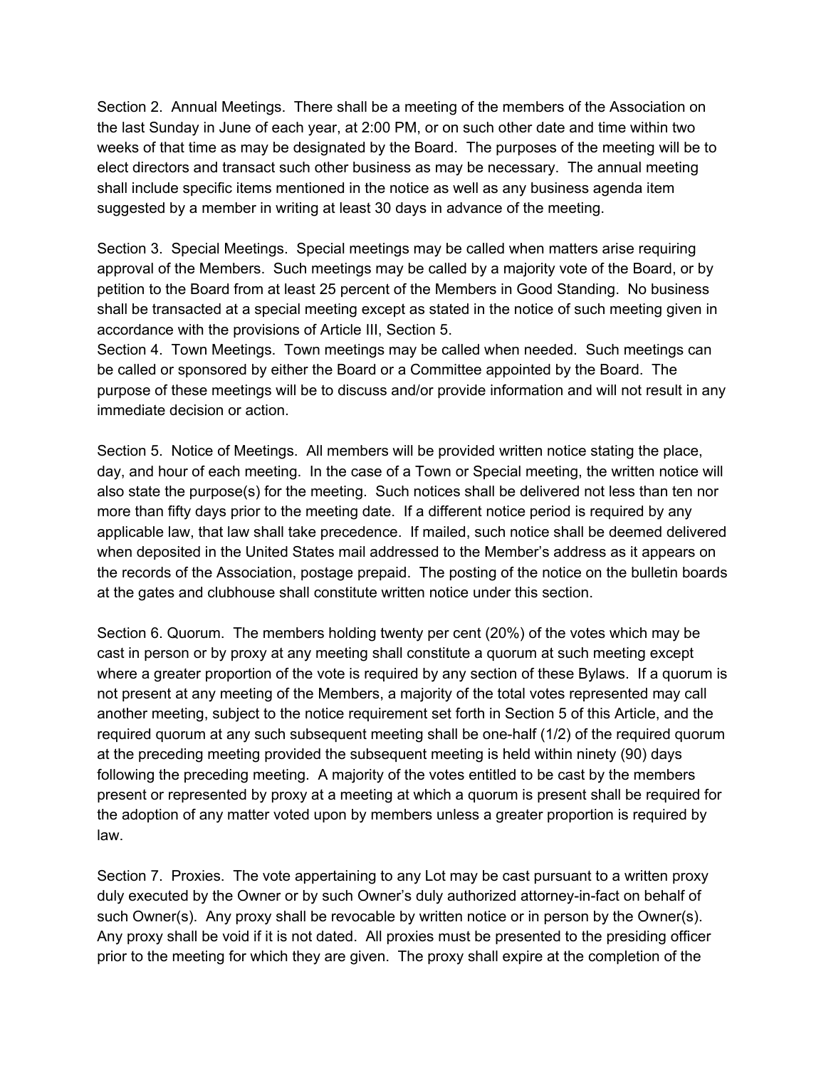Section 2. Annual Meetings. There shall be a meeting of the members of the Association on the last Sunday in June of each year, at 2:00 PM, or on such other date and time within two weeks of that time as may be designated by the Board. The purposes of the meeting will be to elect directors and transact such other business as may be necessary. The annual meeting shall include specific items mentioned in the notice as well as any business agenda item suggested by a member in writing at least 30 days in advance of the meeting.

Section 3. Special Meetings. Special meetings may be called when matters arise requiring approval of the Members. Such meetings may be called by a majority vote of the Board, or by petition to the Board from at least 25 percent of the Members in Good Standing. No business shall be transacted at a special meeting except as stated in the notice of such meeting given in accordance with the provisions of Article III, Section 5.

Section 4. Town Meetings. Town meetings may be called when needed. Such meetings can be called or sponsored by either the Board or a Committee appointed by the Board. The purpose of these meetings will be to discuss and/or provide information and will not result in any immediate decision or action.

Section 5. Notice of Meetings. All members will be provided written notice stating the place, day, and hour of each meeting. In the case of a Town or Special meeting, the written notice will also state the purpose(s) for the meeting. Such notices shall be delivered not less than ten nor more than fifty days prior to the meeting date. If a different notice period is required by any applicable law, that law shall take precedence. If mailed, such notice shall be deemed delivered when deposited in the United States mail addressed to the Member's address as it appears on the records of the Association, postage prepaid. The posting of the notice on the bulletin boards at the gates and clubhouse shall constitute written notice under this section.

Section 6. Quorum. The members holding twenty per cent (20%) of the votes which may be cast in person or by proxy at any meeting shall constitute a quorum at such meeting except where a greater proportion of the vote is required by any section of these Bylaws. If a quorum is not present at any meeting of the Members, a majority of the total votes represented may call another meeting, subject to the notice requirement set forth in Section 5 of this Article, and the required quorum at any such subsequent meeting shall be one-half (1/2) of the required quorum at the preceding meeting provided the subsequent meeting is held within ninety (90) days following the preceding meeting. A majority of the votes entitled to be cast by the members present or represented by proxy at a meeting at which a quorum is present shall be required for the adoption of any matter voted upon by members unless a greater proportion is required by law.

Section 7. Proxies. The vote appertaining to any Lot may be cast pursuant to a written proxy duly executed by the Owner or by such Owner's duly authorized attorney-in-fact on behalf of such Owner(s). Any proxy shall be revocable by written notice or in person by the Owner(s). Any proxy shall be void if it is not dated. All proxies must be presented to the presiding officer prior to the meeting for which they are given. The proxy shall expire at the completion of the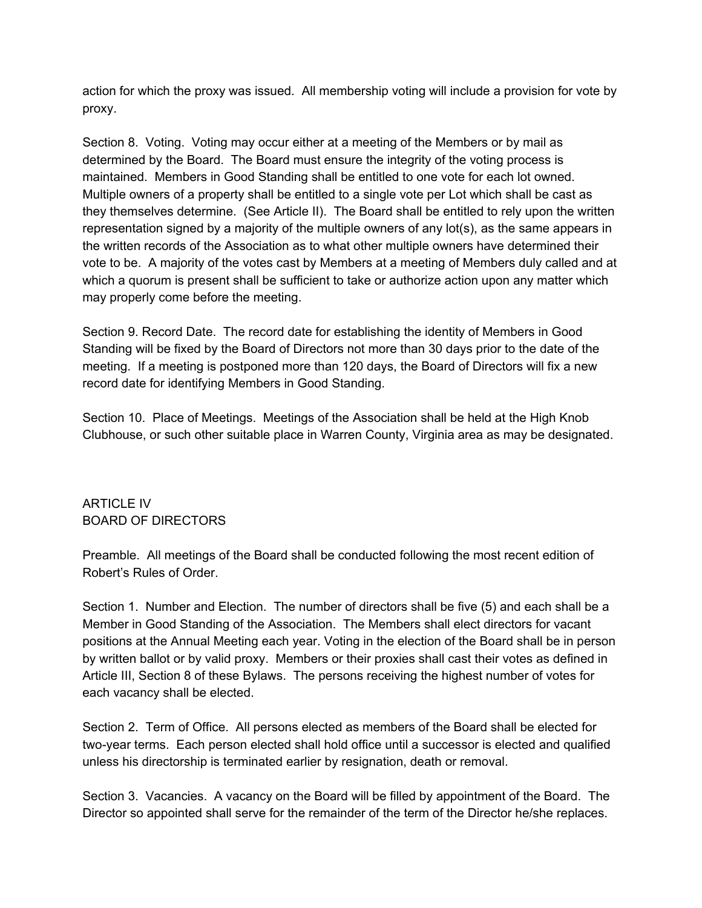action for which the proxy was issued. All membership voting will include a provision for vote by proxy.

Section 8. Voting. Voting may occur either at a meeting of the Members or by mail as determined by the Board. The Board must ensure the integrity of the voting process is maintained. Members in Good Standing shall be entitled to one vote for each lot owned. Multiple owners of a property shall be entitled to a single vote per Lot which shall be cast as they themselves determine. (See Article II). The Board shall be entitled to rely upon the written representation signed by a majority of the multiple owners of any lot(s), as the same appears in the written records of the Association as to what other multiple owners have determined their vote to be. A majority of the votes cast by Members at a meeting of Members duly called and at which a quorum is present shall be sufficient to take or authorize action upon any matter which may properly come before the meeting.

Section 9. Record Date. The record date for establishing the identity of Members in Good Standing will be fixed by the Board of Directors not more than 30 days prior to the date of the meeting. If a meeting is postponed more than 120 days, the Board of Directors will fix a new record date for identifying Members in Good Standing.

Section 10. Place of Meetings. Meetings of the Association shall be held at the High Knob Clubhouse, or such other suitable place in Warren County, Virginia area as may be designated.

## ARTICLE IV
## BOARD OF DIRECTORS

Preamble. All meetings of the Board shall be conducted following the most recent edition of Robert's Rules of Order.

Section 1. Number and Election. The number of directors shall be five (5) and each shall be a Member in Good Standing of the Association. The Members shall elect directors for vacant positions at the Annual Meeting each year. Voting in the election of the Board shall be in person by written ballot or by valid proxy. Members or their proxies shall cast their votes as defined in Article III, Section 8 of these Bylaws. The persons receiving the highest number of votes for each vacancy shall be elected.

Section 2. Term of Office. All persons elected as members of the Board shall be elected for two-year terms. Each person elected shall hold office until a successor is elected and qualified unless his directorship is terminated earlier by resignation, death or removal.

Section 3. Vacancies. A vacancy on the Board will be filled by appointment of the Board. The Director so appointed shall serve for the remainder of the term of the Director he/she replaces.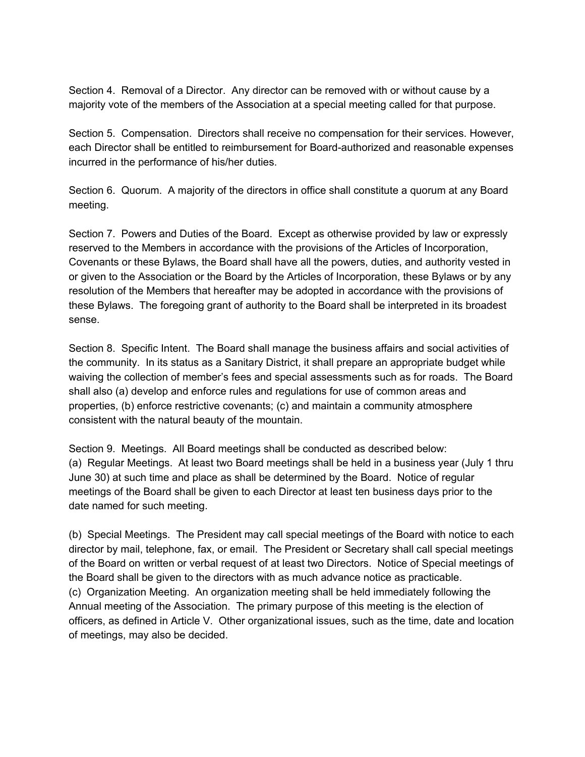Section 4. Removal of a Director. Any director can be removed with or without cause by a majority vote of the members of the Association at a special meeting called for that purpose.

Section 5. Compensation. Directors shall receive no compensation for their services. However, each Director shall be entitled to reimbursement for Board-authorized and reasonable expenses incurred in the performance of his/her duties.

Section 6. Quorum. A majority of the directors in office shall constitute a quorum at any Board meeting.

Section 7. Powers and Duties of the Board. Except as otherwise provided by law or expressly reserved to the Members in accordance with the provisions of the Articles of Incorporation, Covenants or these Bylaws, the Board shall have all the powers, duties, and authority vested in or given to the Association or the Board by the Articles of Incorporation, these Bylaws or by any resolution of the Members that hereafter may be adopted in accordance with the provisions of these Bylaws. The foregoing grant of authority to the Board shall be interpreted in its broadest sense.

Section 8. Specific Intent. The Board shall manage the business affairs and social activities of the community. In its status as a Sanitary District, it shall prepare an appropriate budget while waiving the collection of member's fees and special assessments such as for roads. The Board shall also (a) develop and enforce rules and regulations for use of common areas and properties, (b) enforce restrictive covenants; (c) and maintain a community atmosphere consistent with the natural beauty of the mountain.

Section 9. Meetings. All Board meetings shall be conducted as described below:
(a) Regular Meetings. At least two Board meetings shall be held in a business year (July 1 thru June 30) at such time and place as shall be determined by the Board. Notice of regular meetings of the Board shall be given to each Director at least ten business days prior to the date named for such meeting.

(b) Special Meetings. The President may call special meetings of the Board with notice to each director by mail, telephone, fax, or email. The President or Secretary shall call special meetings of the Board on written or verbal request of at least two Directors. Notice of Special meetings of the Board shall be given to the directors with as much advance notice as practicable.
(c) Organization Meeting. An organization meeting shall be held immediately following the Annual meeting of the Association. The primary purpose of this meeting is the election of officers, as defined in Article V. Other organizational issues, such as the time, date and location of meetings, may also be decided.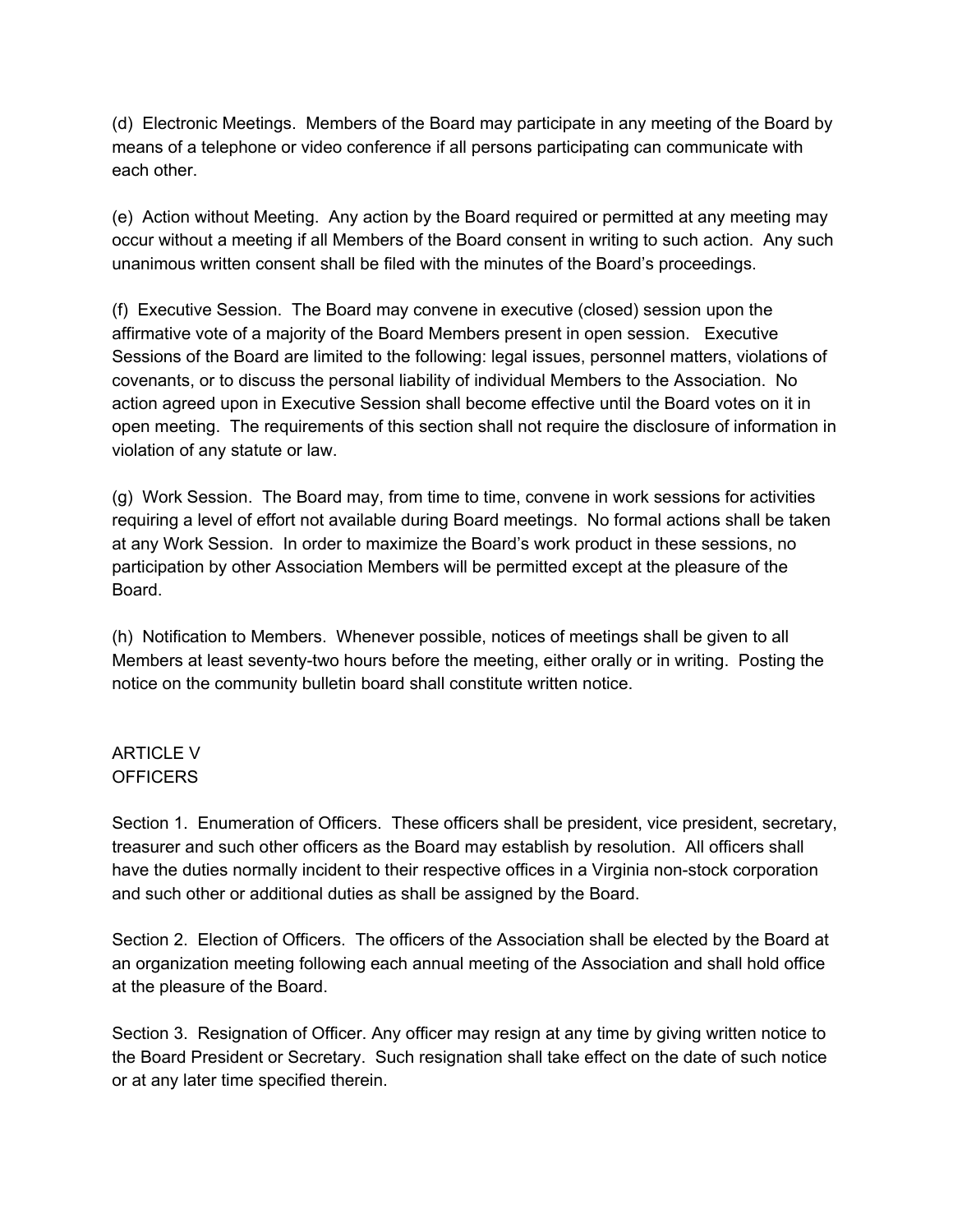(d) Electronic Meetings. Members of the Board may participate in any meeting of the Board by means of a telephone or video conference if all persons participating can communicate with each other.

(e) Action without Meeting. Any action by the Board required or permitted at any meeting may occur without a meeting if all Members of the Board consent in writing to such action. Any such unanimous written consent shall be filed with the minutes of the Board's proceedings.

(f) Executive Session. The Board may convene in executive (closed) session upon the affirmative vote of a majority of the Board Members present in open session. Executive Sessions of the Board are limited to the following: legal issues, personnel matters, violations of covenants, or to discuss the personal liability of individual Members to the Association. No action agreed upon in Executive Session shall become effective until the Board votes on it in open meeting. The requirements of this section shall not require the disclosure of information in violation of any statute or law.

(g) Work Session. The Board may, from time to time, convene in work sessions for activities requiring a level of effort not available during Board meetings. No formal actions shall be taken at any Work Session. In order to maximize the Board's work product in these sessions, no participation by other Association Members will be permitted except at the pleasure of the Board.

(h) Notification to Members. Whenever possible, notices of meetings shall be given to all Members at least seventy-two hours before the meeting, either orally or in writing. Posting the notice on the community bulletin board shall constitute written notice.

## ARTICLE V
## OFFICERS

Section 1. Enumeration of Officers. These officers shall be president, vice president, secretary, treasurer and such other officers as the Board may establish by resolution. All officers shall have the duties normally incident to their respective offices in a Virginia non-stock corporation and such other or additional duties as shall be assigned by the Board.

Section 2. Election of Officers. The officers of the Association shall be elected by the Board at an organization meeting following each annual meeting of the Association and shall hold office at the pleasure of the Board.

Section 3. Resignation of Officer. Any officer may resign at any time by giving written notice to the Board President or Secretary. Such resignation shall take effect on the date of such notice or at any later time specified therein.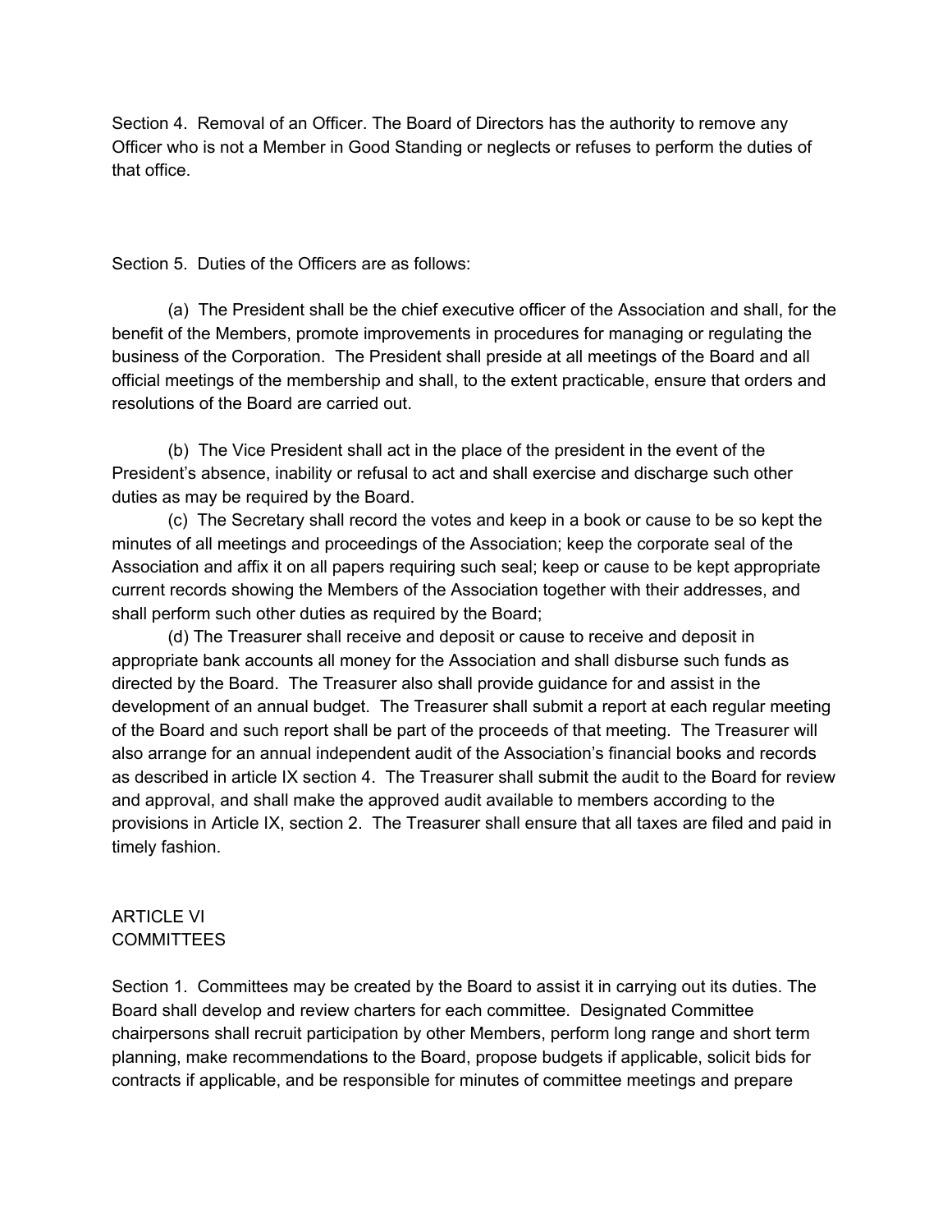Section 4. Removal of an Officer. The Board of Directors has the authority to remove any Officer who is not a Member in Good Standing or neglects or refuses to perform the duties of that office.

Section 5. Duties of the Officers are as follows:

(a) The President shall be the chief executive officer of the Association and shall, for the benefit of the Members, promote improvements in procedures for managing or regulating the business of the Corporation. The President shall preside at all meetings of the Board and all official meetings of the membership and shall, to the extent practicable, ensure that orders and resolutions of the Board are carried out.

(b) The Vice President shall act in the place of the president in the event of the President's absence, inability or refusal to act and shall exercise and discharge such other duties as may be required by the Board.

(c) The Secretary shall record the votes and keep in a book or cause to be so kept the minutes of all meetings and proceedings of the Association; keep the corporate seal of the Association and affix it on all papers requiring such seal; keep or cause to be kept appropriate current records showing the Members of the Association together with their addresses, and shall perform such other duties as required by the Board;

(d) The Treasurer shall receive and deposit or cause to receive and deposit in appropriate bank accounts all money for the Association and shall disburse such funds as directed by the Board. The Treasurer also shall provide guidance for and assist in the development of an annual budget. The Treasurer shall submit a report at each regular meeting of the Board and such report shall be part of the proceeds of that meeting. The Treasurer will also arrange for an annual independent audit of the Association's financial books and records as described in article IX section 4. The Treasurer shall submit the audit to the Board for review and approval, and shall make the approved audit available to members according to the provisions in Article IX, section 2. The Treasurer shall ensure that all taxes are filed and paid in timely fashion.

## ARTICLE VI
## COMMITTEES

Section 1. Committees may be created by the Board to assist it in carrying out its duties. The Board shall develop and review charters for each committee. Designated Committee chairpersons shall recruit participation by other Members, perform long range and short term planning, make recommendations to the Board, propose budgets if applicable, solicit bids for contracts if applicable, and be responsible for minutes of committee meetings and prepare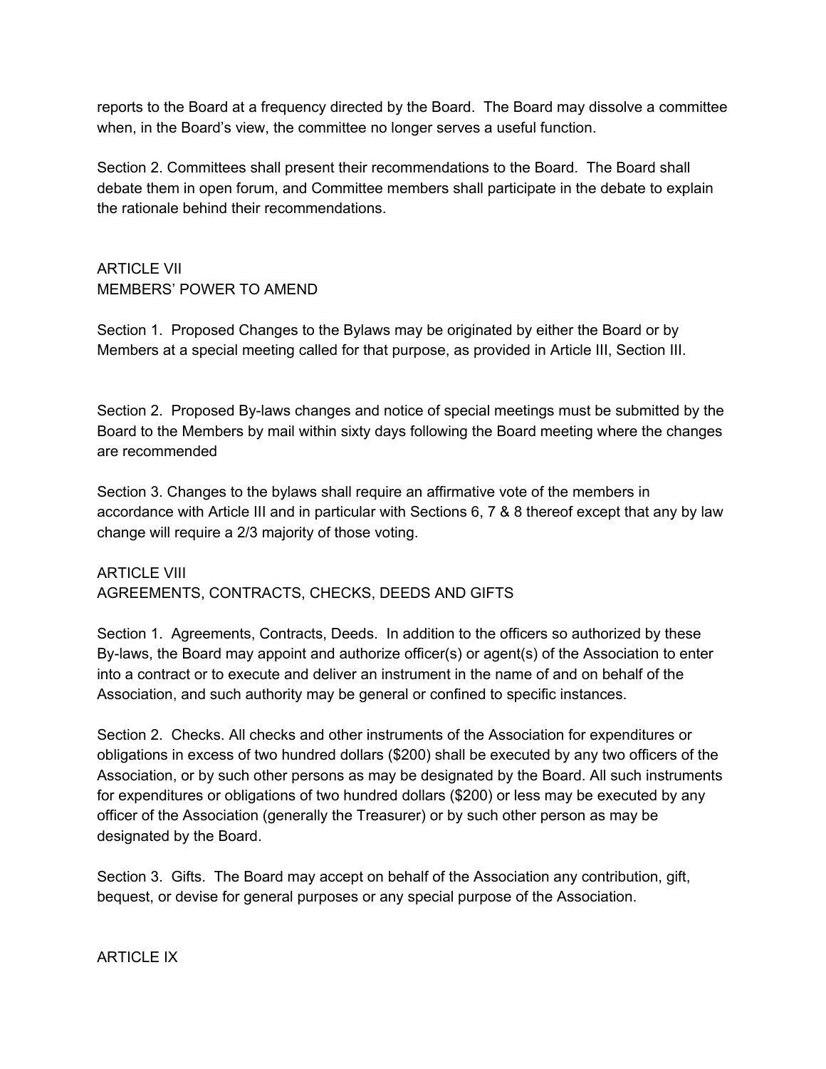reports to the Board at a frequency directed by the Board. The Board may dissolve a committee when, in the Board's view, the committee no longer serves a useful function.

Section 2. Committees shall present their recommendations to the Board. The Board shall debate them in open forum, and Committee members shall participate in the debate to explain the rationale behind their recommendations.

## ARTICLE VII
## MEMBERS' POWER TO AMEND

Section 1. Proposed Changes to the Bylaws may be originated by either the Board or by Members at a special meeting called for that purpose, as provided in Article III, Section III.

Section 2. Proposed By-laws changes and notice of special meetings must be submitted by the Board to the Members by mail within sixty days following the Board meeting where the changes are recommended

Section 3. Changes to the bylaws shall require an affirmative vote of the members in accordance with Article III and in particular with Sections 6, 7 & 8 thereof except that any by law change will require a 2/3 majority of those voting.

## ARTICLE VIII
## AGREEMENTS, CONTRACTS, CHECKS, DEEDS AND GIFTS

Section 1. Agreements, Contracts, Deeds. In addition to the officers so authorized by these By-laws, the Board may appoint and authorize officer(s) or agent(s) of the Association to enter into a contract or to execute and deliver an instrument in the name of and on behalf of the Association, and such authority may be general or confined to specific instances.

Section 2. Checks. All checks and other instruments of the Association for expenditures or obligations in excess of two hundred dollars ($200) shall be executed by any two officers of the Association, or by such other persons as may be designated by the Board. All such instruments for expenditures or obligations of two hundred dollars ($200) or less may be executed by any officer of the Association (generally the Treasurer) or by such other person as may be designated by the Board.

Section 3. Gifts. The Board may accept on behalf of the Association any contribution, gift, bequest, or devise for general purposes or any special purpose of the Association.

## ARTICLE IX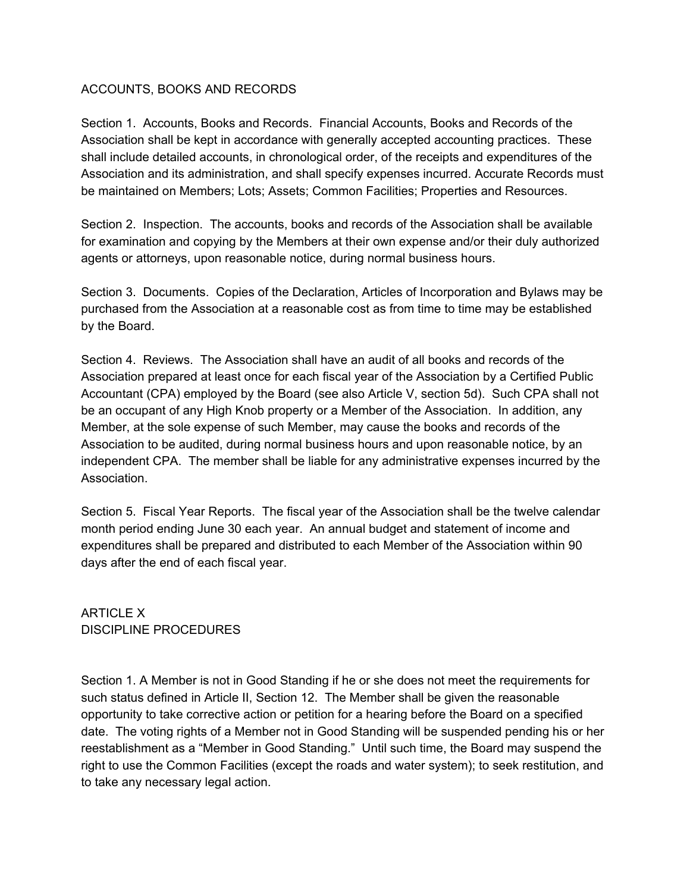## ACCOUNTS, BOOKS AND RECORDS

Section 1. Accounts, Books and Records. Financial Accounts, Books and Records of the Association shall be kept in accordance with generally accepted accounting practices. These shall include detailed accounts, in chronological order, of the receipts and expenditures of the Association and its administration, and shall specify expenses incurred. Accurate Records must be maintained on Members; Lots; Assets; Common Facilities; Properties and Resources.

Section 2. Inspection. The accounts, books and records of the Association shall be available for examination and copying by the Members at their own expense and/or their duly authorized agents or attorneys, upon reasonable notice, during normal business hours.

Section 3. Documents. Copies of the Declaration, Articles of Incorporation and Bylaws may be purchased from the Association at a reasonable cost as from time to time may be established by the Board.

Section 4. Reviews. The Association shall have an audit of all books and records of the Association prepared at least once for each fiscal year of the Association by a Certified Public Accountant (CPA) employed by the Board (see also Article V, section 5d). Such CPA shall not be an occupant of any High Knob property or a Member of the Association. In addition, any Member, at the sole expense of such Member, may cause the books and records of the Association to be audited, during normal business hours and upon reasonable notice, by an independent CPA. The member shall be liable for any administrative expenses incurred by the Association.

Section 5. Fiscal Year Reports. The fiscal year of the Association shall be the twelve calendar month period ending June 30 each year. An annual budget and statement of income and expenditures shall be prepared and distributed to each Member of the Association within 90 days after the end of each fiscal year.

## ARTICLE X
## DISCIPLINE PROCEDURES

Section 1. A Member is not in Good Standing if he or she does not meet the requirements for such status defined in Article II, Section 12. The Member shall be given the reasonable opportunity to take corrective action or petition for a hearing before the Board on a specified date. The voting rights of a Member not in Good Standing will be suspended pending his or her reestablishment as a "Member in Good Standing." Until such time, the Board may suspend the right to use the Common Facilities (except the roads and water system); to seek restitution, and to take any necessary legal action.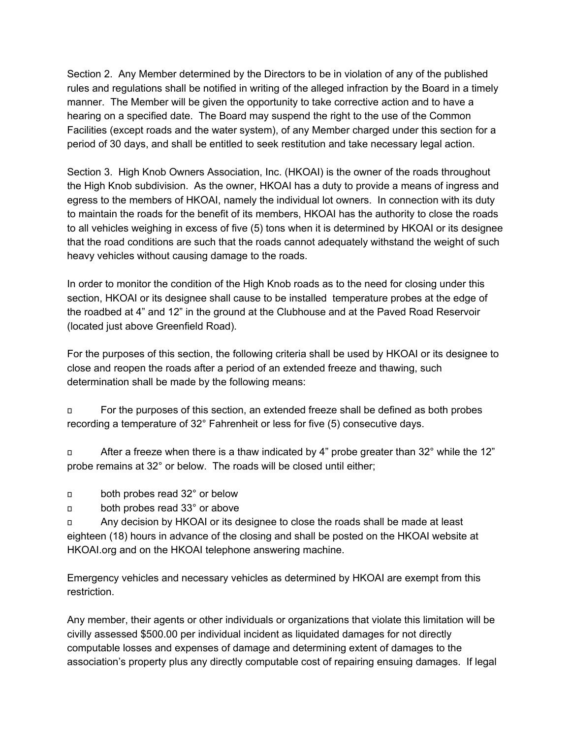Section 2. Any Member determined by the Directors to be in violation of any of the published rules and regulations shall be notified in writing of the alleged infraction by the Board in a timely manner. The Member will be given the opportunity to take corrective action and to have a hearing on a specified date. The Board may suspend the right to the use of the Common Facilities (except roads and the water system), of any Member charged under this section for a period of 30 days, and shall be entitled to seek restitution and take necessary legal action.

Section 3. High Knob Owners Association, Inc. (HKOAI) is the owner of the roads throughout the High Knob subdivision. As the owner, HKOAI has a duty to provide a means of ingress and egress to the members of HKOAI, namely the individual lot owners. In connection with its duty to maintain the roads for the benefit of its members, HKOAI has the authority to close the roads to all vehicles weighing in excess of five (5) tons when it is determined by HKOAI or its designee that the road conditions are such that the roads cannot adequately withstand the weight of such heavy vehicles without causing damage to the roads.

In order to monitor the condition of the High Knob roads as to the need for closing under this section, HKOAI or its designee shall cause to be installed temperature probes at the edge of the roadbed at 4" and 12" in the ground at the Clubhouse and at the Paved Road Reservoir (located just above Greenfield Road).

For the purposes of this section, the following criteria shall be used by HKOAI or its designee to close and reopen the roads after a period of an extended freeze and thawing, such determination shall be made by the following means:

- For the purposes of this section, an extended freeze shall be defined as both probes recording a temperature of 32° Fahrenheit or less for five (5) consecutive days.
- After a freeze when there is a thaw indicated by 4" probe greater than 32° while the 12" probe remains at 32° or below. The roads will be closed until either;
- both probes read 32° or below
- both probes read 33° or above
- Any decision by HKOAI or its designee to close the roads shall be made at least eighteen (18) hours in advance of the closing and shall be posted on the HKOAI website at HKOAI.org and on the HKOAI telephone answering machine.

Emergency vehicles and necessary vehicles as determined by HKOAI are exempt from this restriction.

Any member, their agents or other individuals or organizations that violate this limitation will be civilly assessed $500.00 per individual incident as liquidated damages for not directly computable losses and expenses of damage and determining extent of damages to the association's property plus any directly computable cost of repairing ensuing damages. If legal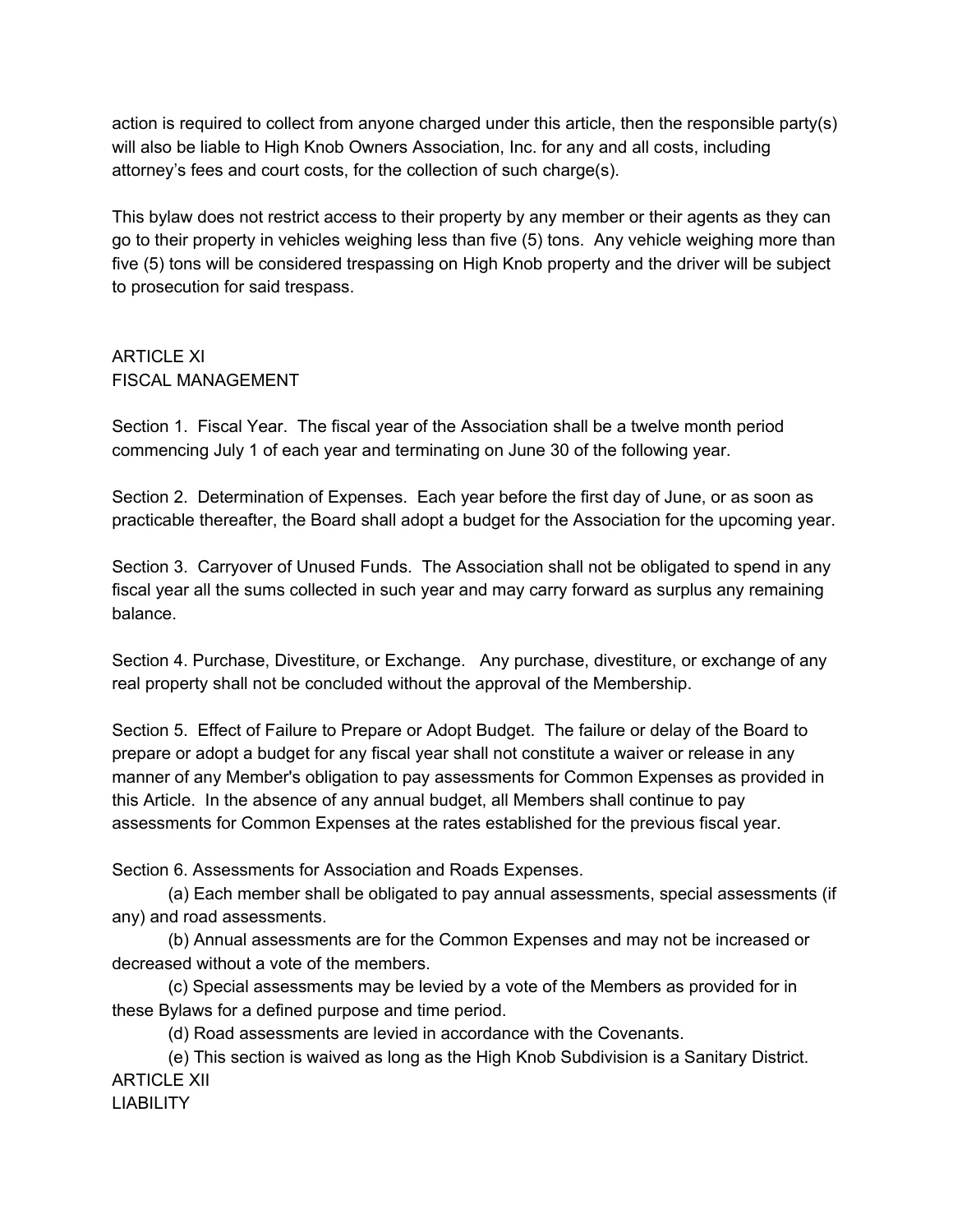action is required to collect from anyone charged under this article, then the responsible party(s) will also be liable to High Knob Owners Association, Inc. for any and all costs, including attorney's fees and court costs, for the collection of such charge(s).

This bylaw does not restrict access to their property by any member or their agents as they can go to their property in vehicles weighing less than five (5) tons. Any vehicle weighing more than five (5) tons will be considered trespassing on High Knob property and the driver will be subject to prosecution for said trespass.

## ARTICLE XI
## FISCAL MANAGEMENT

Section 1. Fiscal Year. The fiscal year of the Association shall be a twelve month period commencing July 1 of each year and terminating on June 30 of the following year.

Section 2. Determination of Expenses. Each year before the first day of June, or as soon as practicable thereafter, the Board shall adopt a budget for the Association for the upcoming year.

Section 3. Carryover of Unused Funds. The Association shall not be obligated to spend in any fiscal year all the sums collected in such year and may carry forward as surplus any remaining balance.

Section 4. Purchase, Divestiture, or Exchange. Any purchase, divestiture, or exchange of any real property shall not be concluded without the approval of the Membership.

Section 5. Effect of Failure to Prepare or Adopt Budget. The failure or delay of the Board to prepare or adopt a budget for any fiscal year shall not constitute a waiver or release in any manner of any Member's obligation to pay assessments for Common Expenses as provided in this Article. In the absence of any annual budget, all Members shall continue to pay assessments for Common Expenses at the rates established for the previous fiscal year.

Section 6. Assessments for Association and Roads Expenses.

(a) Each member shall be obligated to pay annual assessments, special assessments (if any) and road assessments.

(b) Annual assessments are for the Common Expenses and may not be increased or decreased without a vote of the members.

(c) Special assessments may be levied by a vote of the Members as provided for in these Bylaws for a defined purpose and time period.

(d) Road assessments are levied in accordance with the Covenants.

(e) This section is waived as long as the High Knob Subdivision is a Sanitary District.

## ARTICLE XII
## LIABILITY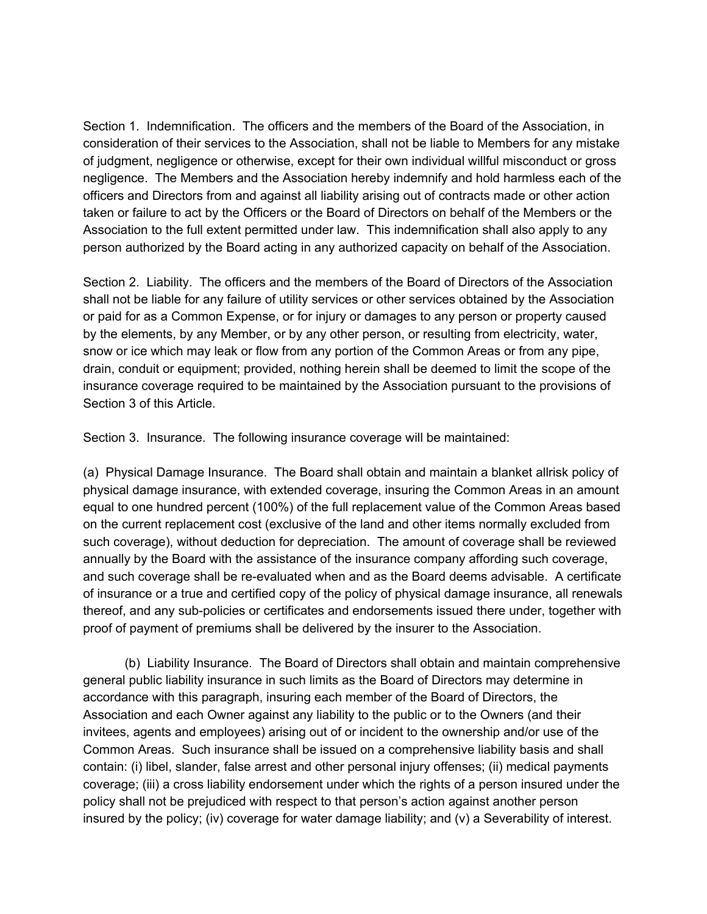Section 1. Indemnification. The officers and the members of the Board of the Association, in consideration of their services to the Association, shall not be liable to Members for any mistake of judgment, negligence or otherwise, except for their own individual willful misconduct or gross negligence. The Members and the Association hereby indemnify and hold harmless each of the officers and Directors from and against all liability arising out of contracts made or other action taken or failure to act by the Officers or the Board of Directors on behalf of the Members or the Association to the full extent permitted under law. This indemnification shall also apply to any person authorized by the Board acting in any authorized capacity on behalf of the Association.

Section 2. Liability. The officers and the members of the Board of Directors of the Association shall not be liable for any failure of utility services or other services obtained by the Association or paid for as a Common Expense, or for injury or damages to any person or property caused by the elements, by any Member, or by any other person, or resulting from electricity, water, snow or ice which may leak or flow from any portion of the Common Areas or from any pipe, drain, conduit or equipment; provided, nothing herein shall be deemed to limit the scope of the insurance coverage required to be maintained by the Association pursuant to the provisions of Section 3 of this Article.

Section 3. Insurance. The following insurance coverage will be maintained:

(a) Physical Damage Insurance. The Board shall obtain and maintain a blanket allrisk policy of physical damage insurance, with extended coverage, insuring the Common Areas in an amount equal to one hundred percent (100%) of the full replacement value of the Common Areas based on the current replacement cost (exclusive of the land and other items normally excluded from such coverage), without deduction for depreciation. The amount of coverage shall be reviewed annually by the Board with the assistance of the insurance company affording such coverage, and such coverage shall be re-evaluated when and as the Board deems advisable. A certificate of insurance or a true and certified copy of the policy of physical damage insurance, all renewals thereof, and any sub-policies or certificates and endorsements issued there under, together with proof of payment of premiums shall be delivered by the insurer to the Association.

(b) Liability Insurance. The Board of Directors shall obtain and maintain comprehensive general public liability insurance in such limits as the Board of Directors may determine in accordance with this paragraph, insuring each member of the Board of Directors, the Association and each Owner against any liability to the public or to the Owners (and their invitees, agents and employees) arising out of or incident to the ownership and/or use of the Common Areas. Such insurance shall be issued on a comprehensive liability basis and shall contain: (i) libel, slander, false arrest and other personal injury offenses; (ii) medical payments coverage; (iii) a cross liability endorsement under which the rights of a person insured under the policy shall not be prejudiced with respect to that person's action against another person insured by the policy; (iv) coverage for water damage liability; and (v) a Severability of interest.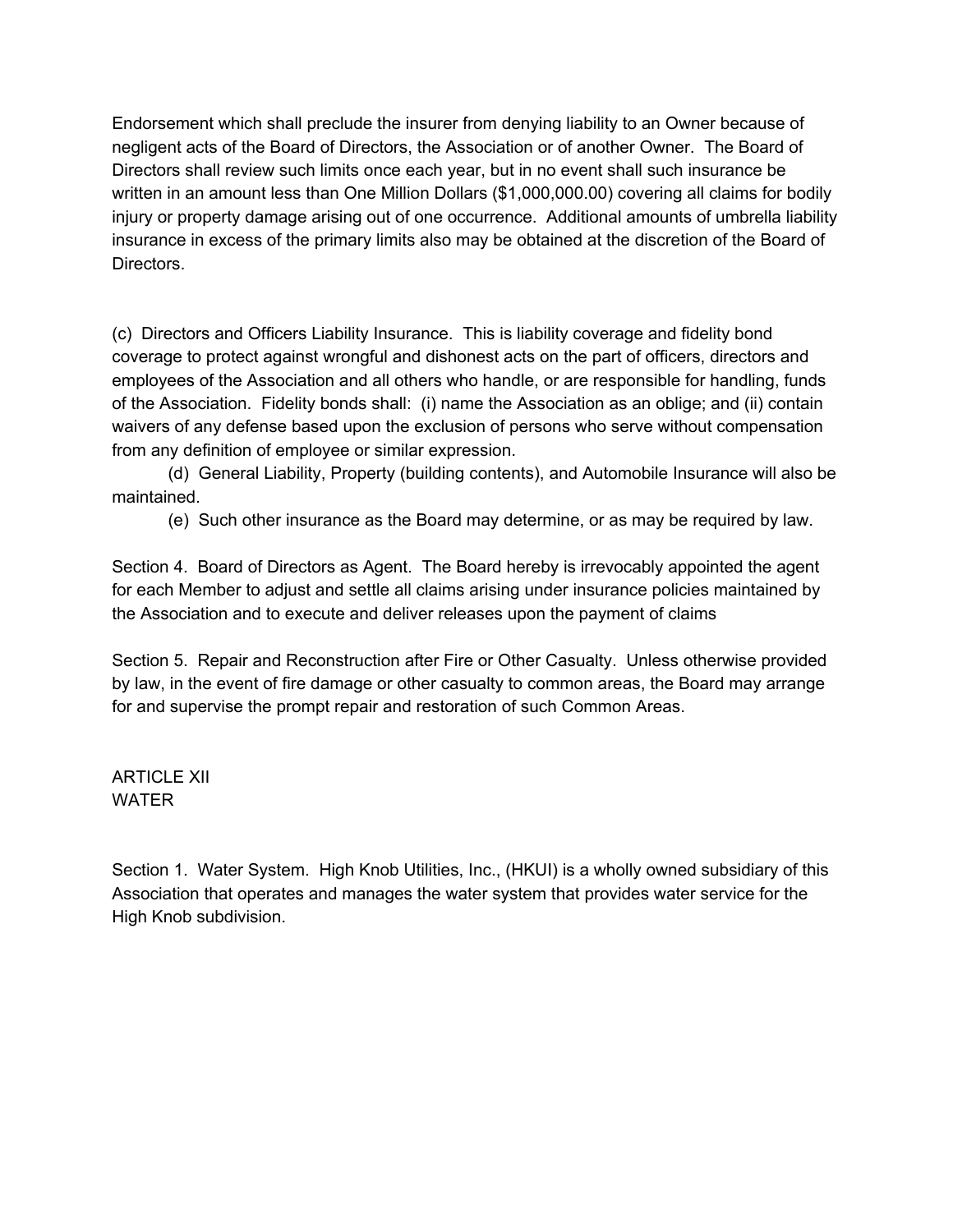Endorsement which shall preclude the insurer from denying liability to an Owner because of negligent acts of the Board of Directors, the Association or of another Owner. The Board of Directors shall review such limits once each year, but in no event shall such insurance be written in an amount less than One Million Dollars ($1,000,000.00) covering all claims for bodily injury or property damage arising out of one occurrence. Additional amounts of umbrella liability insurance in excess of the primary limits also may be obtained at the discretion of the Board of Directors.

(c) Directors and Officers Liability Insurance. This is liability coverage and fidelity bond coverage to protect against wrongful and dishonest acts on the part of officers, directors and employees of the Association and all others who handle, or are responsible for handling, funds of the Association. Fidelity bonds shall: (i) name the Association as an oblige; and (ii) contain waivers of any defense based upon the exclusion of persons who serve without compensation from any definition of employee or similar expression.

(d) General Liability, Property (building contents), and Automobile Insurance will also be maintained.

(e) Such other insurance as the Board may determine, or as may be required by law.

Section 4. Board of Directors as Agent. The Board hereby is irrevocably appointed the agent for each Member to adjust and settle all claims arising under insurance policies maintained by the Association and to execute and deliver releases upon the payment of claims

Section 5. Repair and Reconstruction after Fire or Other Casualty. Unless otherwise provided by law, in the event of fire damage or other casualty to common areas, the Board may arrange for and supervise the prompt repair and restoration of such Common Areas.

## ARTICLE XII
## WATER

Section 1. Water System. High Knob Utilities, Inc., (HKUI) is a wholly owned subsidiary of this Association that operates and manages the water system that provides water service for the High Knob subdivision.